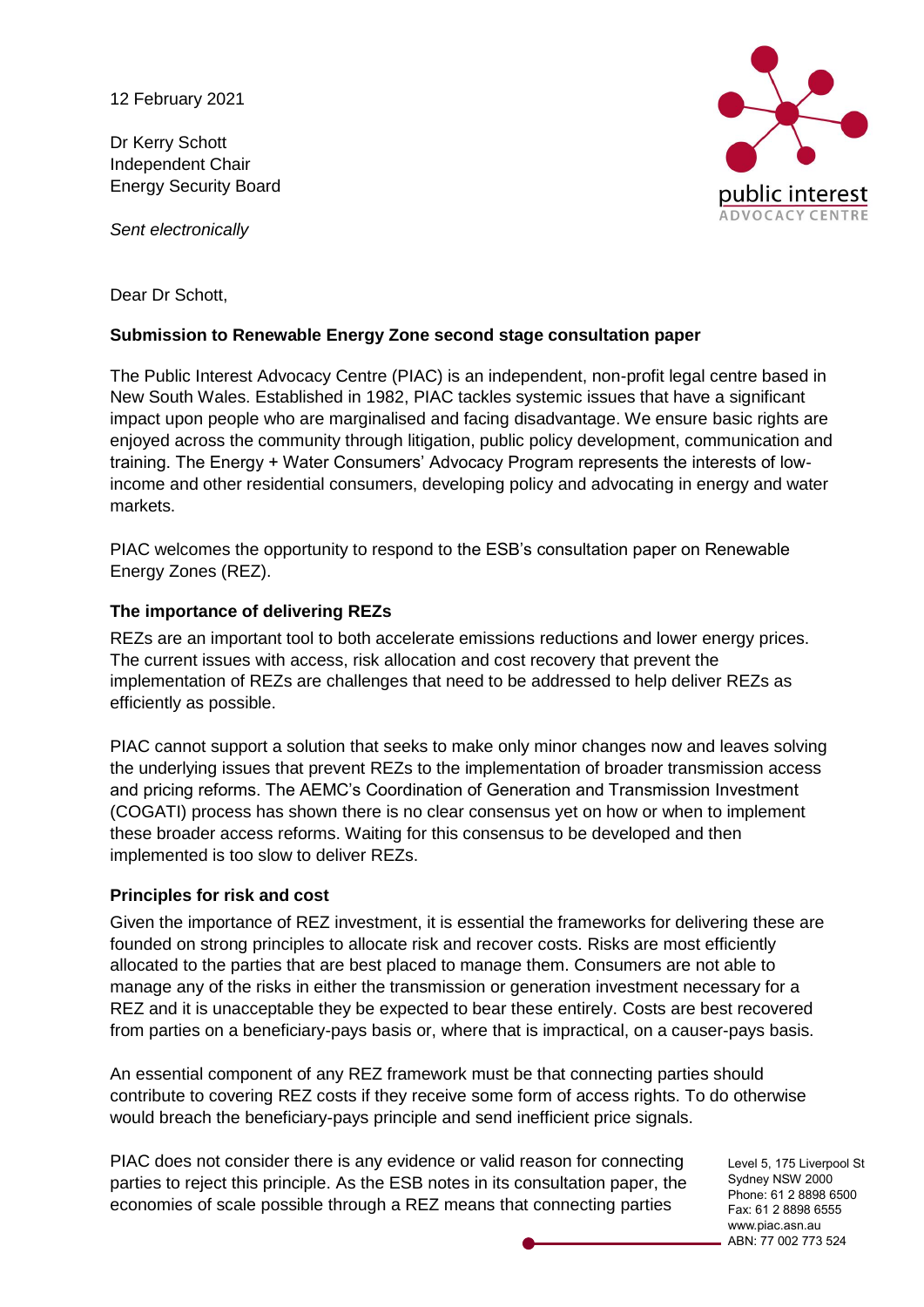12 February 2021

Dr Kerry Schott
Independent Chair
Energy Security Board

*Sent electronically*

Dear Dr Schott,

**Submission to Renewable Energy Zone second stage consultation paper**

The Public Interest Advocacy Centre (PIAC) is an independent, non-profit legal centre based in New South Wales. Established in 1982, PIAC tackles systemic issues that have a significant impact upon people who are marginalised and facing disadvantage. We ensure basic rights are enjoyed across the community through litigation, public policy development, communication and training. The Energy + Water Consumers' Advocacy Program represents the interests of low-income and other residential consumers, developing policy and advocating in energy and water markets.

PIAC welcomes the opportunity to respond to the ESB's consultation paper on Renewable Energy Zones (REZ).

**The importance of delivering REZs**

REZs are an important tool to both accelerate emissions reductions and lower energy prices. The current issues with access, risk allocation and cost recovery that prevent the implementation of REZs are challenges that need to be addressed to help deliver REZs as efficiently as possible.

PIAC cannot support a solution that seeks to make only minor changes now and leaves solving the underlying issues that prevent REZs to the implementation of broader transmission access and pricing reforms. The AEMC's Coordination of Generation and Transmission Investment (COGATI) process has shown there is no clear consensus yet on how or when to implement these broader access reforms. Waiting for this consensus to be developed and then implemented is too slow to deliver REZs.

**Principles for risk and cost**

Given the importance of REZ investment, it is essential the frameworks for delivering these are founded on strong principles to allocate risk and recover costs. Risks are most efficiently allocated to the parties that are best placed to manage them. Consumers are not able to manage any of the risks in either the transmission or generation investment necessary for a REZ and it is unacceptable they be expected to bear these entirely. Costs are best recovered from parties on a beneficiary-pays basis or, where that is impractical, on a causer-pays basis.

An essential component of any REZ framework must be that connecting parties should contribute to covering REZ costs if they receive some form of access rights. To do otherwise would breach the beneficiary-pays principle and send inefficient price signals.

PIAC does not consider there is any evidence or valid reason for connecting parties to reject this principle. As the ESB notes in its consultation paper, the economies of scale possible through a REZ means that connecting parties

Level 5, 175 Liverpool St
Sydney NSW 2000
Phone: 61 2 8898 6500
Fax: 61 2 8898 6555
www.piac.asn.au
ABN: 77 002 773 524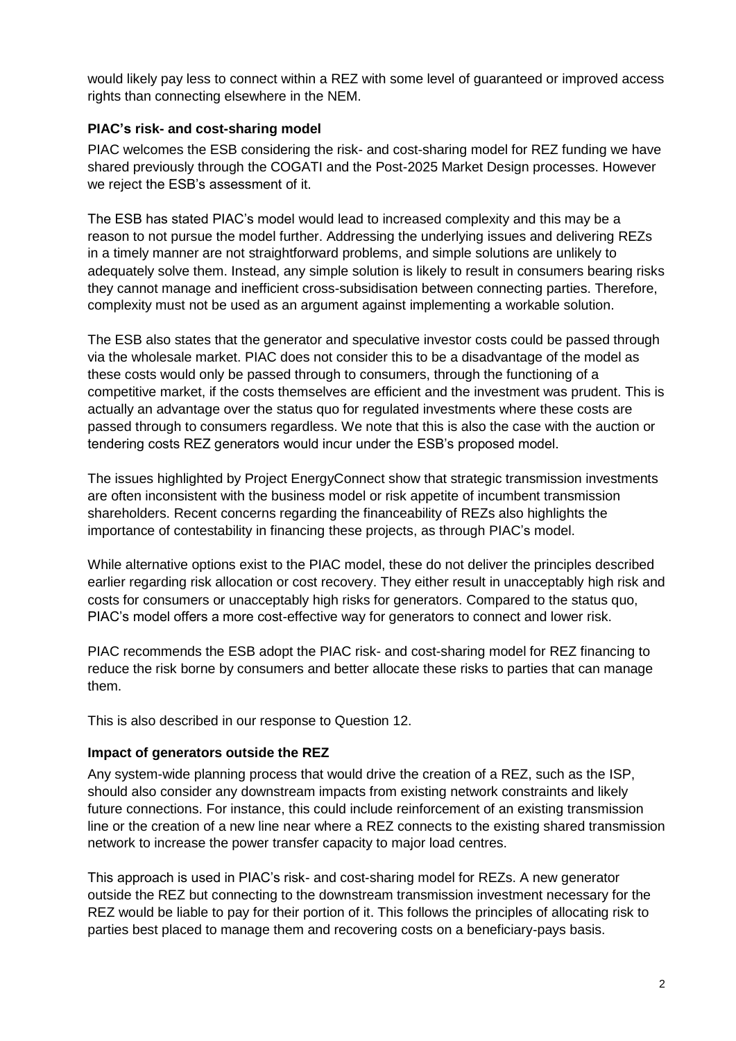would likely pay less to connect within a REZ with some level of guaranteed or improved access rights than connecting elsewhere in the NEM.

### PIAC's risk- and cost-sharing model

PIAC welcomes the ESB considering the risk- and cost-sharing model for REZ funding we have shared previously through the COGATI and the Post-2025 Market Design processes. However we reject the ESB's assessment of it.

The ESB has stated PIAC's model would lead to increased complexity and this may be a reason to not pursue the model further. Addressing the underlying issues and delivering REZs in a timely manner are not straightforward problems, and simple solutions are unlikely to adequately solve them. Instead, any simple solution is likely to result in consumers bearing risks they cannot manage and inefficient cross-subsidisation between connecting parties. Therefore, complexity must not be used as an argument against implementing a workable solution.

The ESB also states that the generator and speculative investor costs could be passed through via the wholesale market. PIAC does not consider this to be a disadvantage of the model as these costs would only be passed through to consumers, through the functioning of a competitive market, if the costs themselves are efficient and the investment was prudent. This is actually an advantage over the status quo for regulated investments where these costs are passed through to consumers regardless. We note that this is also the case with the auction or tendering costs REZ generators would incur under the ESB's proposed model.

The issues highlighted by Project EnergyConnect show that strategic transmission investments are often inconsistent with the business model or risk appetite of incumbent transmission shareholders. Recent concerns regarding the financeability of REZs also highlights the importance of contestability in financing these projects, as through PIAC's model.

While alternative options exist to the PIAC model, these do not deliver the principles described earlier regarding risk allocation or cost recovery. They either result in unacceptably high risk and costs for consumers or unacceptably high risks for generators. Compared to the status quo, PIAC's model offers a more cost-effective way for generators to connect and lower risk.

PIAC recommends the ESB adopt the PIAC risk- and cost-sharing model for REZ financing to reduce the risk borne by consumers and better allocate these risks to parties that can manage them.

This is also described in our response to Question 12.

### Impact of generators outside the REZ

Any system-wide planning process that would drive the creation of a REZ, such as the ISP, should also consider any downstream impacts from existing network constraints and likely future connections. For instance, this could include reinforcement of an existing transmission line or the creation of a new line near where a REZ connects to the existing shared transmission network to increase the power transfer capacity to major load centres.

This approach is used in PIAC's risk- and cost-sharing model for REZs. A new generator outside the REZ but connecting to the downstream transmission investment necessary for the REZ would be liable to pay for their portion of it. This follows the principles of allocating risk to parties best placed to manage them and recovering costs on a beneficiary-pays basis.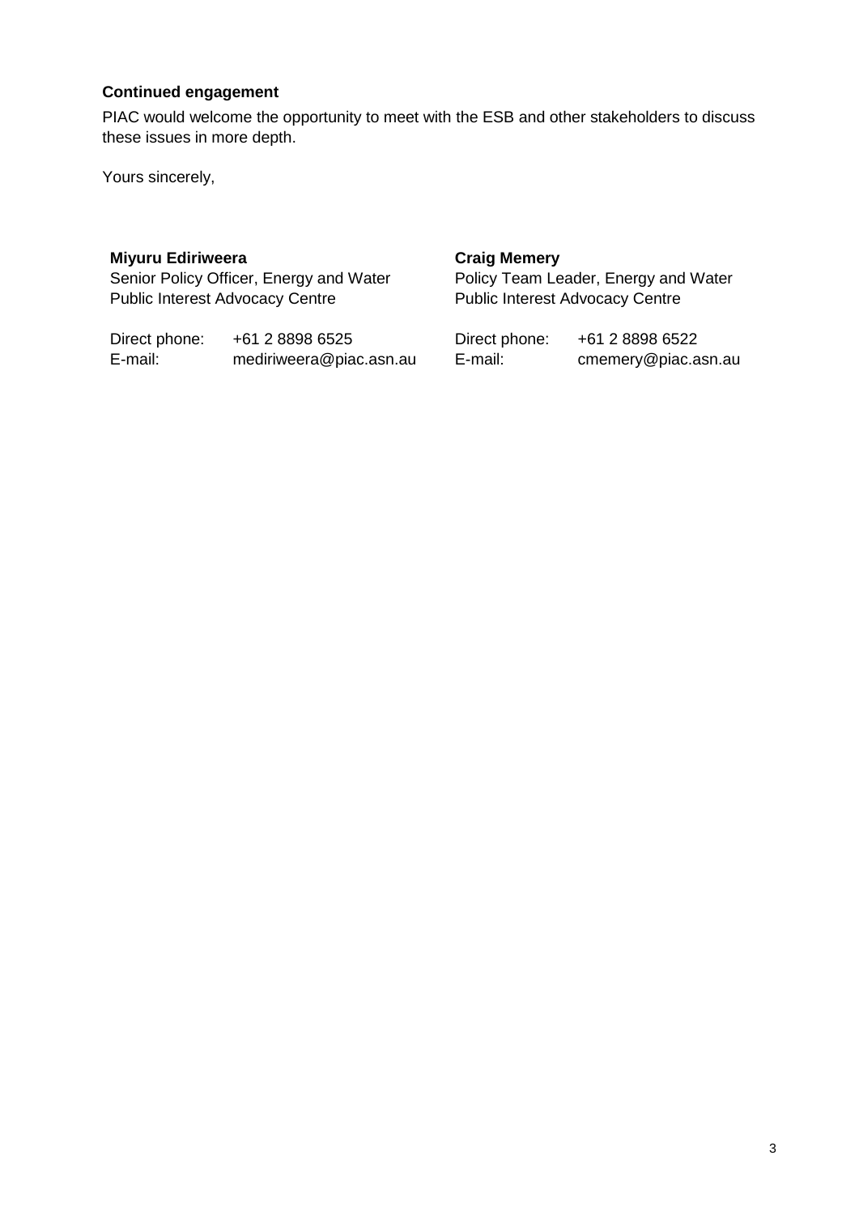**Continued engagement**

PIAC would welcome the opportunity to meet with the ESB and other stakeholders to discuss these issues in more depth.

Yours sincerely,

**Miyuru Ediriweera**
Senior Policy Officer, Energy and Water
Public Interest Advocacy Centre

Direct phone: +61 2 8898 6525
E-mail: mediriweera@piac.asn.au

**Craig Memery**
Policy Team Leader, Energy and Water
Public Interest Advocacy Centre

Direct phone: +61 2 8898 6522
E-mail: cmemery@piac.asn.au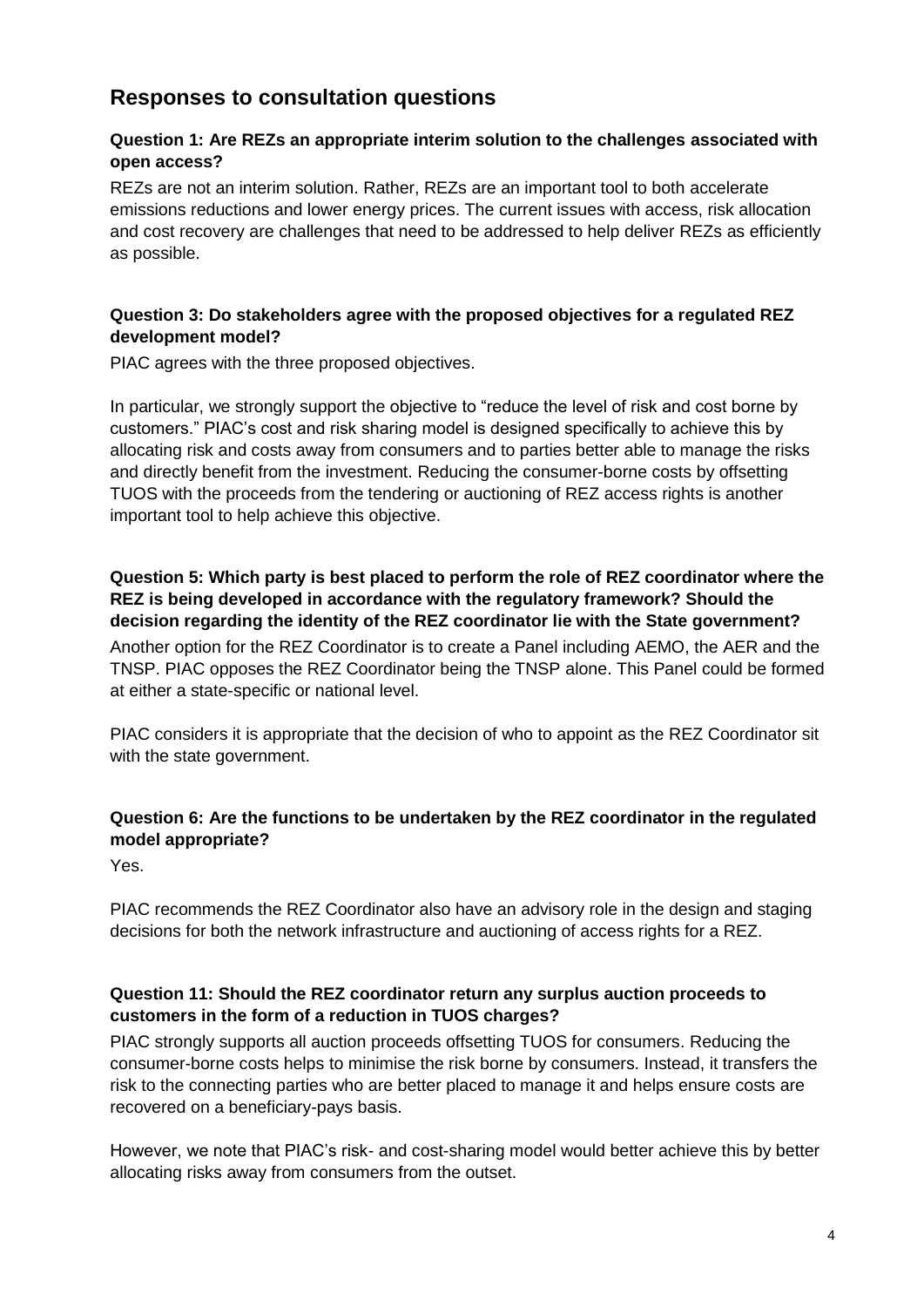## Responses to consultation questions

**Question 1: Are REZs an appropriate interim solution to the challenges associated with open access?**

REZs are not an interim solution. Rather, REZs are an important tool to both accelerate emissions reductions and lower energy prices. The current issues with access, risk allocation and cost recovery are challenges that need to be addressed to help deliver REZs as efficiently as possible.

**Question 3: Do stakeholders agree with the proposed objectives for a regulated REZ development model?**

PIAC agrees with the three proposed objectives.

In particular, we strongly support the objective to "reduce the level of risk and cost borne by customers." PIAC's cost and risk sharing model is designed specifically to achieve this by allocating risk and costs away from consumers and to parties better able to manage the risks and directly benefit from the investment. Reducing the consumer-borne costs by offsetting TUOS with the proceeds from the tendering or auctioning of REZ access rights is another important tool to help achieve this objective.

**Question 5: Which party is best placed to perform the role of REZ coordinator where the REZ is being developed in accordance with the regulatory framework? Should the decision regarding the identity of the REZ coordinator lie with the State government?**

Another option for the REZ Coordinator is to create a Panel including AEMO, the AER and the TNSP. PIAC opposes the REZ Coordinator being the TNSP alone. This Panel could be formed at either a state-specific or national level.

PIAC considers it is appropriate that the decision of who to appoint as the REZ Coordinator sit with the state government.

**Question 6: Are the functions to be undertaken by the REZ coordinator in the regulated model appropriate?**

Yes.

PIAC recommends the REZ Coordinator also have an advisory role in the design and staging decisions for both the network infrastructure and auctioning of access rights for a REZ.

**Question 11: Should the REZ coordinator return any surplus auction proceeds to customers in the form of a reduction in TUOS charges?**

PIAC strongly supports all auction proceeds offsetting TUOS for consumers. Reducing the consumer-borne costs helps to minimise the risk borne by consumers. Instead, it transfers the risk to the connecting parties who are better placed to manage it and helps ensure costs are recovered on a beneficiary-pays basis.

However, we note that PIAC's risk- and cost-sharing model would better achieve this by better allocating risks away from consumers from the outset.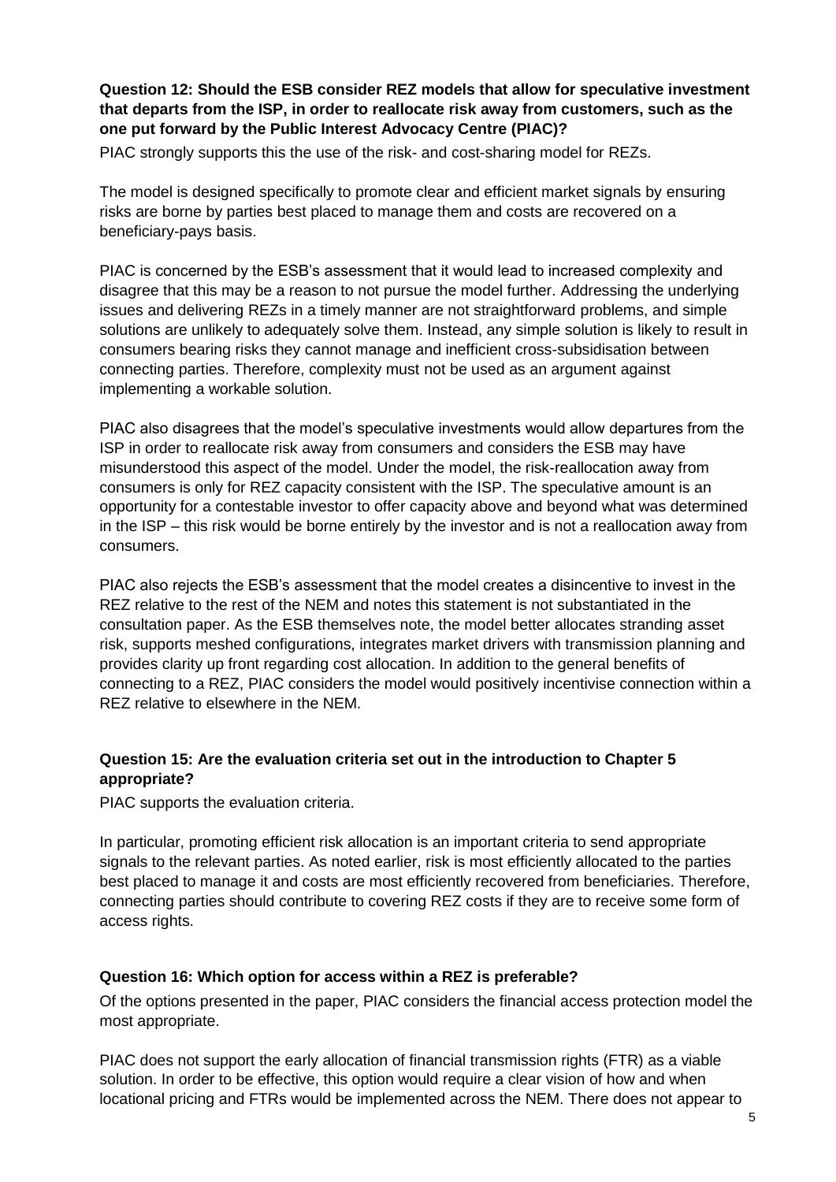**Question 12: Should the ESB consider REZ models that allow for speculative investment that departs from the ISP, in order to reallocate risk away from customers, such as the one put forward by the Public Interest Advocacy Centre (PIAC)?**

PIAC strongly supports this the use of the risk- and cost-sharing model for REZs.

The model is designed specifically to promote clear and efficient market signals by ensuring risks are borne by parties best placed to manage them and costs are recovered on a beneficiary-pays basis.

PIAC is concerned by the ESB's assessment that it would lead to increased complexity and disagree that this may be a reason to not pursue the model further. Addressing the underlying issues and delivering REZs in a timely manner are not straightforward problems, and simple solutions are unlikely to adequately solve them. Instead, any simple solution is likely to result in consumers bearing risks they cannot manage and inefficient cross-subsidisation between connecting parties. Therefore, complexity must not be used as an argument against implementing a workable solution.

PIAC also disagrees that the model's speculative investments would allow departures from the ISP in order to reallocate risk away from consumers and considers the ESB may have misunderstood this aspect of the model. Under the model, the risk-reallocation away from consumers is only for REZ capacity consistent with the ISP. The speculative amount is an opportunity for a contestable investor to offer capacity above and beyond what was determined in the ISP – this risk would be borne entirely by the investor and is not a reallocation away from consumers.

PIAC also rejects the ESB's assessment that the model creates a disincentive to invest in the REZ relative to the rest of the NEM and notes this statement is not substantiated in the consultation paper. As the ESB themselves note, the model better allocates stranding asset risk, supports meshed configurations, integrates market drivers with transmission planning and provides clarity up front regarding cost allocation. In addition to the general benefits of connecting to a REZ, PIAC considers the model would positively incentivise connection within a REZ relative to elsewhere in the NEM.

**Question 15: Are the evaluation criteria set out in the introduction to Chapter 5 appropriate?**

PIAC supports the evaluation criteria.

In particular, promoting efficient risk allocation is an important criteria to send appropriate signals to the relevant parties. As noted earlier, risk is most efficiently allocated to the parties best placed to manage it and costs are most efficiently recovered from beneficiaries. Therefore, connecting parties should contribute to covering REZ costs if they are to receive some form of access rights.

**Question 16: Which option for access within a REZ is preferable?**

Of the options presented in the paper, PIAC considers the financial access protection model the most appropriate.

PIAC does not support the early allocation of financial transmission rights (FTR) as a viable solution. In order to be effective, this option would require a clear vision of how and when locational pricing and FTRs would be implemented across the NEM. There does not appear to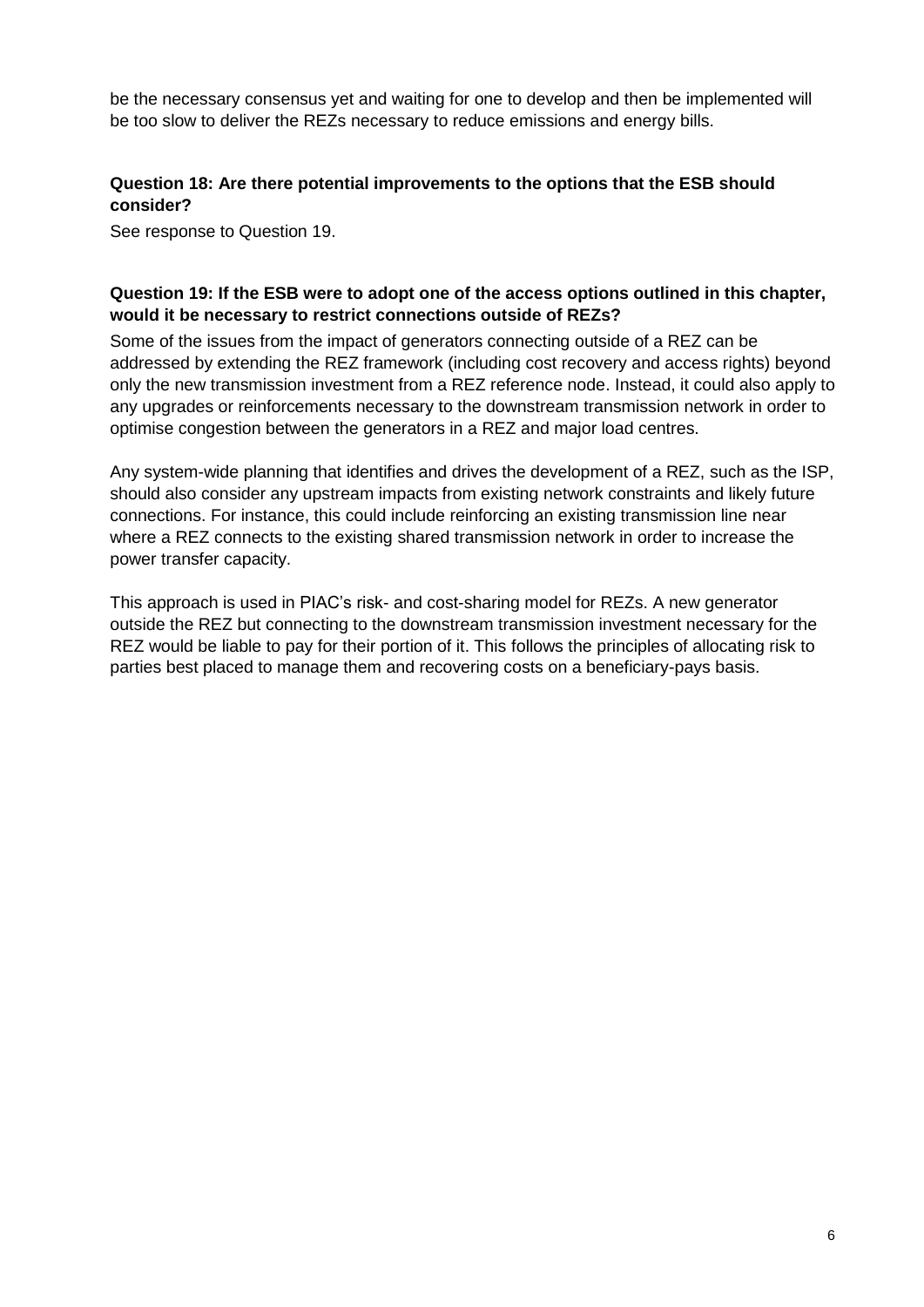be the necessary consensus yet and waiting for one to develop and then be implemented will be too slow to deliver the REZs necessary to reduce emissions and energy bills.

**Question 18: Are there potential improvements to the options that the ESB should consider?**

See response to Question 19.

**Question 19: If the ESB were to adopt one of the access options outlined in this chapter, would it be necessary to restrict connections outside of REZs?**

Some of the issues from the impact of generators connecting outside of a REZ can be addressed by extending the REZ framework (including cost recovery and access rights) beyond only the new transmission investment from a REZ reference node. Instead, it could also apply to any upgrades or reinforcements necessary to the downstream transmission network in order to optimise congestion between the generators in a REZ and major load centres.

Any system-wide planning that identifies and drives the development of a REZ, such as the ISP, should also consider any upstream impacts from existing network constraints and likely future connections. For instance, this could include reinforcing an existing transmission line near where a REZ connects to the existing shared transmission network in order to increase the power transfer capacity.

This approach is used in PIAC's risk- and cost-sharing model for REZs. A new generator outside the REZ but connecting to the downstream transmission investment necessary for the REZ would be liable to pay for their portion of it. This follows the principles of allocating risk to parties best placed to manage them and recovering costs on a beneficiary-pays basis.